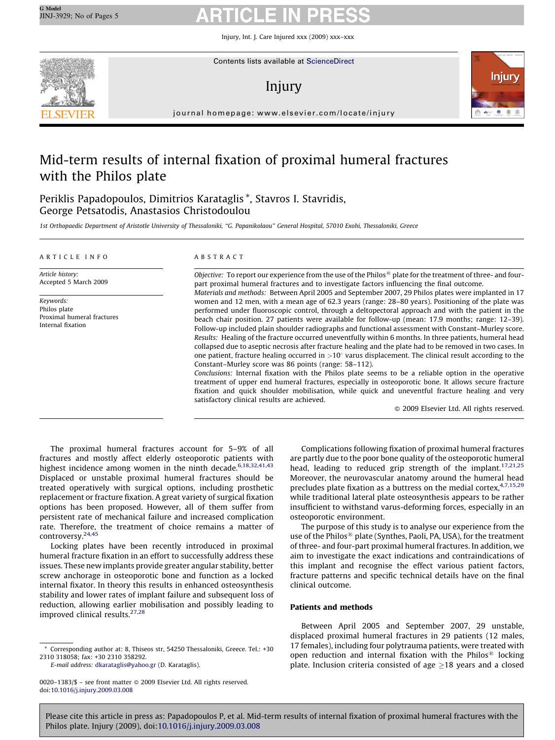# Mid-term results of internal fixation of proximal humeral fractures with the Philos plate

Periklis Papadopoulos, Dimitrios Karataglis *, Stavros I. Stavridis, George Petsatodis, Anastasios Christodoulou

1st Orthopaedic Department of Aristotle University of Thessaloniki, "G. Papanikolaou" General Hospital, 57010 Exohi, Thessaloniki, Greece

**ARTICLE INFO**

*Article history:*
Accepted 5 March 2009

*Keywords:*
Philos plate
Proximal humeral fractures
Internal fixation

**ABSTRACT**

*Objective:* To report our experience from the use of the Philos® plate for the treatment of three- and four-part proximal humeral fractures and to investigate factors influencing the final outcome.

*Materials and methods:* Between April 2005 and September 2007, 29 Philos plates were implanted in 17 women and 12 men, with a mean age of 62.3 years (range: 28–80 years). Positioning of the plate was performed under fluoroscopic control, through a deltopectoral approach and with the patient in the beach chair position. 27 patients were available for follow-up (mean: 17.9 months; range: 12–39). Follow-up included plain shoulder radiographs and functional assessment with Constant–Murley score.

*Results:* Healing of the fracture occurred uneventfully within 6 months. In three patients, humeral head collapsed due to aseptic necrosis after fracture healing and the plate had to be removed in two cases. In one patient, fracture healing occurred in $>10^\circ$ varus displacement. The clinical result according to the Constant–Murley score was 86 points (range: 58–112).

*Conclusions:* Internal fixation with the Philos plate seems to be a reliable option in the operative treatment of upper end humeral fractures, especially in osteoporotic bone. It allows secure fracture fixation and quick shoulder mobilisation, while quick and uneventful fracture healing and very satisfactory clinical results are achieved.

© 2009 Elsevier Ltd. All rights reserved.

The proximal humeral fractures account for 5–9% of all fractures and mostly affect elderly osteoporotic patients with highest incidence among women in the ninth decade.[6,18,32,41,43] Displaced or unstable proximal humeral fractures should be treated operatively with surgical options, including prosthetic replacement or fracture fixation. A great variety of surgical fixation options has been proposed. However, all of them suffer from persistent rate of mechanical failure and increased complication rate. Therefore, the treatment of choice remains a matter of controversy.[24,45]

Locking plates have been recently introduced in proximal humeral fracture fixation in an effort to successfully address these issues. These new implants provide greater angular stability, better screw anchorage in osteoporotic bone and function as a locked internal fixator. In theory this results in enhanced osteosynthesis stability and lower rates of implant failure and subsequent loss of reduction, allowing earlier mobilisation and possibly leading to improved clinical results.[27,28]

Complications following fixation of proximal humeral fractures are partly due to the poor bone quality of the osteoporotic humeral head, leading to reduced grip strength of the implant.[17,21,25] Moreover, the neurovascular anatomy around the humeral head precludes plate fixation as a buttress on the medial cortex,[4,7,15,29] while traditional lateral plate osteosynthesis appears to be rather insufficient to withstand varus-deforming forces, especially in an osteoporotic environment.

The purpose of this study is to analyse our experience from the use of the Philos® plate (Synthes, Paoli, PA, USA), for the treatment of three- and four-part proximal humeral fractures. In addition, we aim to investigate the exact indications and contraindications of this implant and recognise the effect various patient factors, fracture patterns and specific technical details have on the final clinical outcome.

## Patients and methods

Between April 2005 and September 2007, 29 unstable, displaced proximal humeral fractures in 29 patients (12 males, 17 females), including four polytrauma patients, were treated with open reduction and internal fixation with the Philos® locking plate. Inclusion criteria consisted of age ≥18 years and a closed

\* Corresponding author at: 8, Thiseos str, 54250 Thessaloniki, Greece. Tel.: +30 2310 318058; fax: +30 2310 358292.
*E-mail address:* dkarataglis@yahoo.gr (D. Karataglis).

0020–1383/$ – see front matter © 2009 Elsevier Ltd. All rights reserved.
doi:10.1016/j.injury.2009.03.008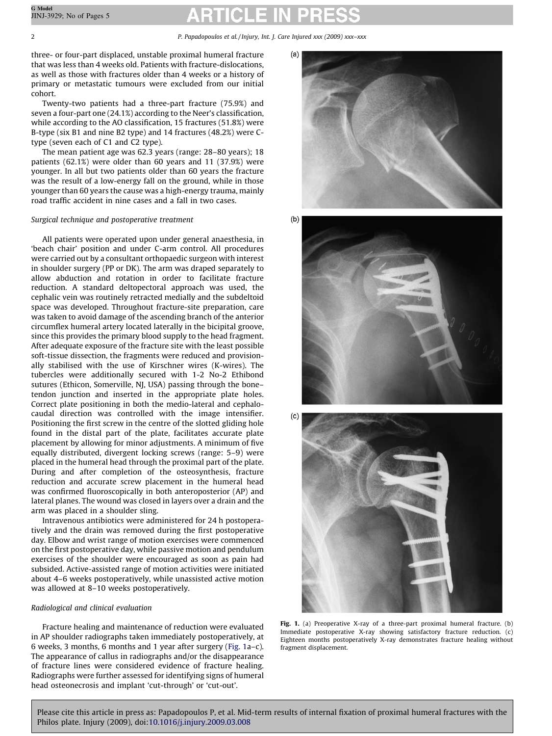three- or four-part displaced, unstable proximal humeral fracture that was less than 4 weeks old. Patients with fracture-dislocations, as well as those with fractures older than 4 weeks or a history of primary or metastatic tumours were excluded from our initial cohort.

Twenty-two patients had a three-part fracture (75.9%) and seven a four-part one (24.1%) according to the Neer's classification, while according to the AO classification, 15 fractures (51.8%) were B-type (six B1 and nine B2 type) and 14 fractures (48.2%) were C-type (seven each of C1 and C2 type).

The mean patient age was 62.3 years (range: 28–80 years); 18 patients (62.1%) were older than 60 years and 11 (37.9%) were younger. In all but two patients older than 60 years the fracture was the result of a low-energy fall on the ground, while in those younger than 60 years the cause was a high-energy trauma, mainly road traffic accident in nine cases and a fall in two cases.

### *Surgical technique and postoperative treatment*

All patients were operated upon under general anaesthesia, in 'beach chair' position and under C-arm control. All procedures were carried out by a consultant orthopaedic surgeon with interest in shoulder surgery (PP or DK). The arm was draped separately to allow abduction and rotation in order to facilitate fracture reduction. A standard deltopectoral approach was used, the cephalic vein was routinely retracted medially and the subdeltoid space was developed. Throughout fracture-site preparation, care was taken to avoid damage of the ascending branch of the anterior circumflex humeral artery located laterally in the bicipital groove, since this provides the primary blood supply to the head fragment. After adequate exposure of the fracture site with the least possible soft-tissue dissection, the fragments were reduced and provisionally stabilised with the use of Kirschner wires (K-wires). The tubercles were additionally secured with 1-2 No-2 Ethibond sutures (Ethicon, Somerville, NJ, USA) passing through the bone–tendon junction and inserted in the appropriate plate holes. Correct plate positioning in both the medio-lateral and cephalo-caudal direction was controlled with the image intensifier. Positioning the first screw in the centre of the slotted gliding hole found in the distal part of the plate, facilitates accurate plate placement by allowing for minor adjustments. A minimum of five equally distributed, divergent locking screws (range: 5–9) were placed in the humeral head through the proximal part of the plate. During and after completion of the osteosynthesis, fracture reduction and accurate screw placement in the humeral head was confirmed fluoroscopically in both anteroposterior (AP) and lateral planes. The wound was closed in layers over a drain and the arm was placed in a shoulder sling.

Intravenous antibiotics were administered for 24 h postoperatively and the drain was removed during the first postoperative day. Elbow and wrist range of motion exercises were commenced on the first postoperative day, while passive motion and pendulum exercises of the shoulder were encouraged as soon as pain had subsided. Active-assisted range of motion activities were initiated about 4–6 weeks postoperatively, while unassisted active motion was allowed at 8–10 weeks postoperatively.

### *Radiological and clinical evaluation*

Fracture healing and maintenance of reduction were evaluated in AP shoulder radiographs taken immediately postoperatively, at 6 weeks, 3 months, 6 months and 1 year after surgery (Fig. 1a–c). The appearance of callus in radiographs and/or the disappearance of fracture lines were considered evidence of fracture healing. Radiographs were further assessed for identifying signs of humeral head osteonecrosis and implant 'cut-through' or 'cut-out'.

**Fig. 1.** (a) Preoperative X-ray of a three-part proximal humeral fracture. (b) Immediate postoperative X-ray showing satisfactory fracture reduction. (c) Eighteen months postoperatively X-ray demonstrates fracture healing without fragment displacement.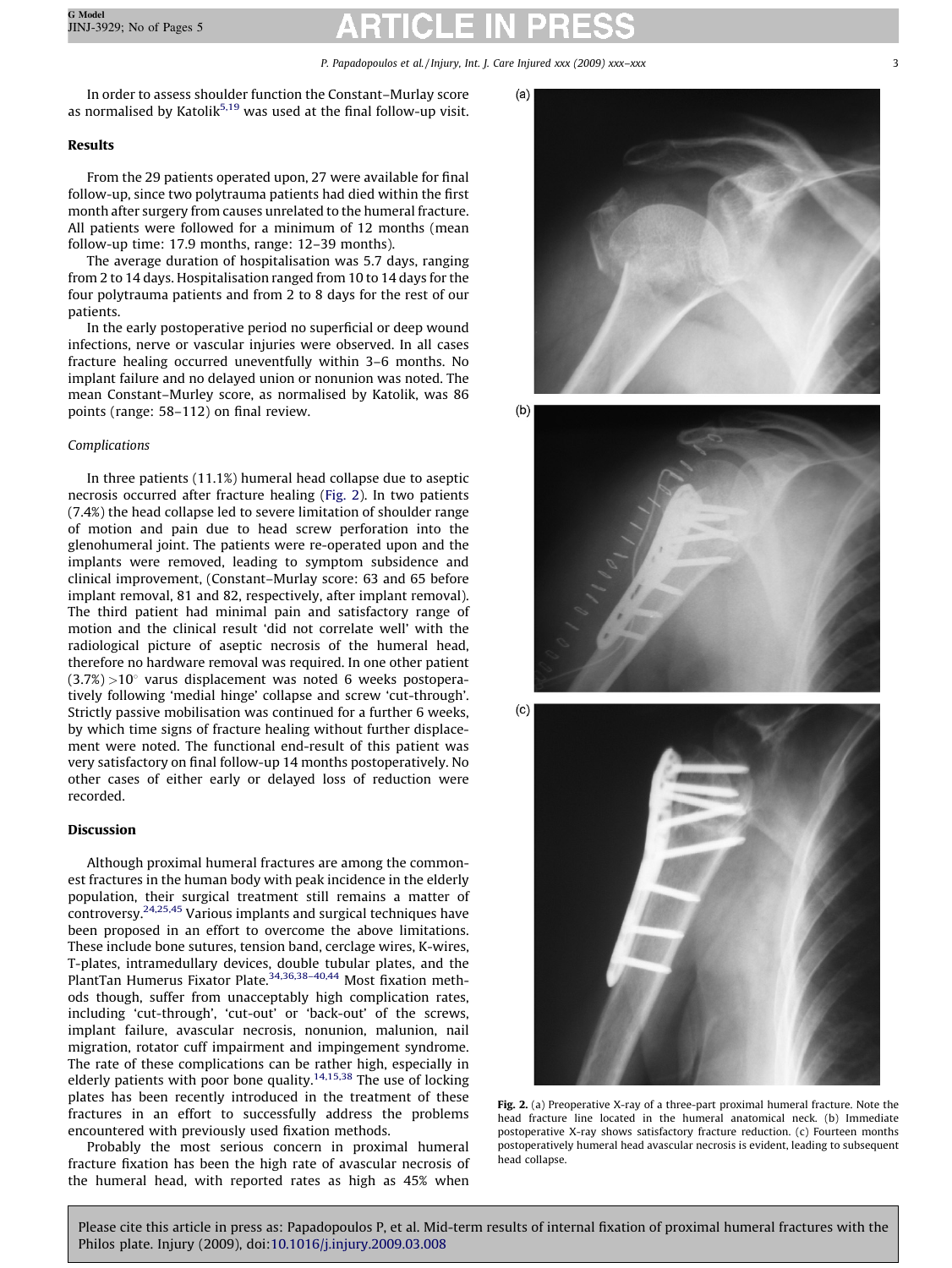In order to assess shoulder function the Constant–Murlay score as normalised by Katolik[5,19] was used at the final follow-up visit.

## Results

From the 29 patients operated upon, 27 were available for final follow-up, since two polytrauma patients had died within the first month after surgery from causes unrelated to the humeral fracture. All patients were followed for a minimum of 12 months (mean follow-up time: 17.9 months, range: 12–39 months).

The average duration of hospitalisation was 5.7 days, ranging from 2 to 14 days. Hospitalisation ranged from 10 to 14 days for the four polytrauma patients and from 2 to 8 days for the rest of our patients.

In the early postoperative period no superficial or deep wound infections, nerve or vascular injuries were observed. In all cases fracture healing occurred uneventfully within 3–6 months. No implant failure and no delayed union or nonunion was noted. The mean Constant–Murley score, as normalised by Katolik, was 86 points (range: 58–112) on final review.

### *Complications*

In three patients (11.1%) humeral head collapse due to aseptic necrosis occurred after fracture healing (Fig. 2). In two patients (7.4%) the head collapse led to severe limitation of shoulder range of motion and pain due to head screw perforation into the glenohumeral joint. The patients were re-operated upon and the implants were removed, leading to symptom subsidence and clinical improvement, (Constant–Murlay score: 63 and 65 before implant removal, 81 and 82, respectively, after implant removal). The third patient had minimal pain and satisfactory range of motion and the clinical result 'did not correlate well' with the radiological picture of aseptic necrosis of the humeral head, therefore no hardware removal was required. In one other patient (3.7%) >10° varus displacement was noted 6 weeks postoperatively following 'medial hinge' collapse and screw 'cut-through'. Strictly passive mobilisation was continued for a further 6 weeks, by which time signs of fracture healing without further displacement were noted. The functional end-result of this patient was very satisfactory on final follow-up 14 months postoperatively. No other cases of either early or delayed loss of reduction were recorded.

## Discussion

Although proximal humeral fractures are among the commonest fractures in the human body with peak incidence in the elderly population, their surgical treatment still remains a matter of controversy.[24,25,45] Various implants and surgical techniques have been proposed in an effort to overcome the above limitations. These include bone sutures, tension band, cerclage wires, K-wires, T-plates, intramedullary devices, double tubular plates, and the PlantTan Humerus Fixator Plate.[34,36,38–40,44] Most fixation methods though, suffer from unacceptably high complication rates, including 'cut-through', 'cut-out' or 'back-out' of the screws, implant failure, avascular necrosis, nonunion, malunion, nail migration, rotator cuff impairment and impingement syndrome. The rate of these complications can be rather high, especially in elderly patients with poor bone quality.[14,15,38] The use of locking plates has been recently introduced in the treatment of these fractures in an effort to successfully address the problems encountered with previously used fixation methods.

Probably the most serious concern in proximal humeral fracture fixation has been the high rate of avascular necrosis of the humeral head, with reported rates as high as 45% when

**Fig. 2.** (a) Preoperative X-ray of a three-part proximal humeral fracture. Note the head fracture line located in the humeral anatomical neck. (b) Immediate postoperative X-ray shows satisfactory fracture reduction. (c) Fourteen months postoperatively humeral head avascular necrosis is evident, leading to subsequent head collapse.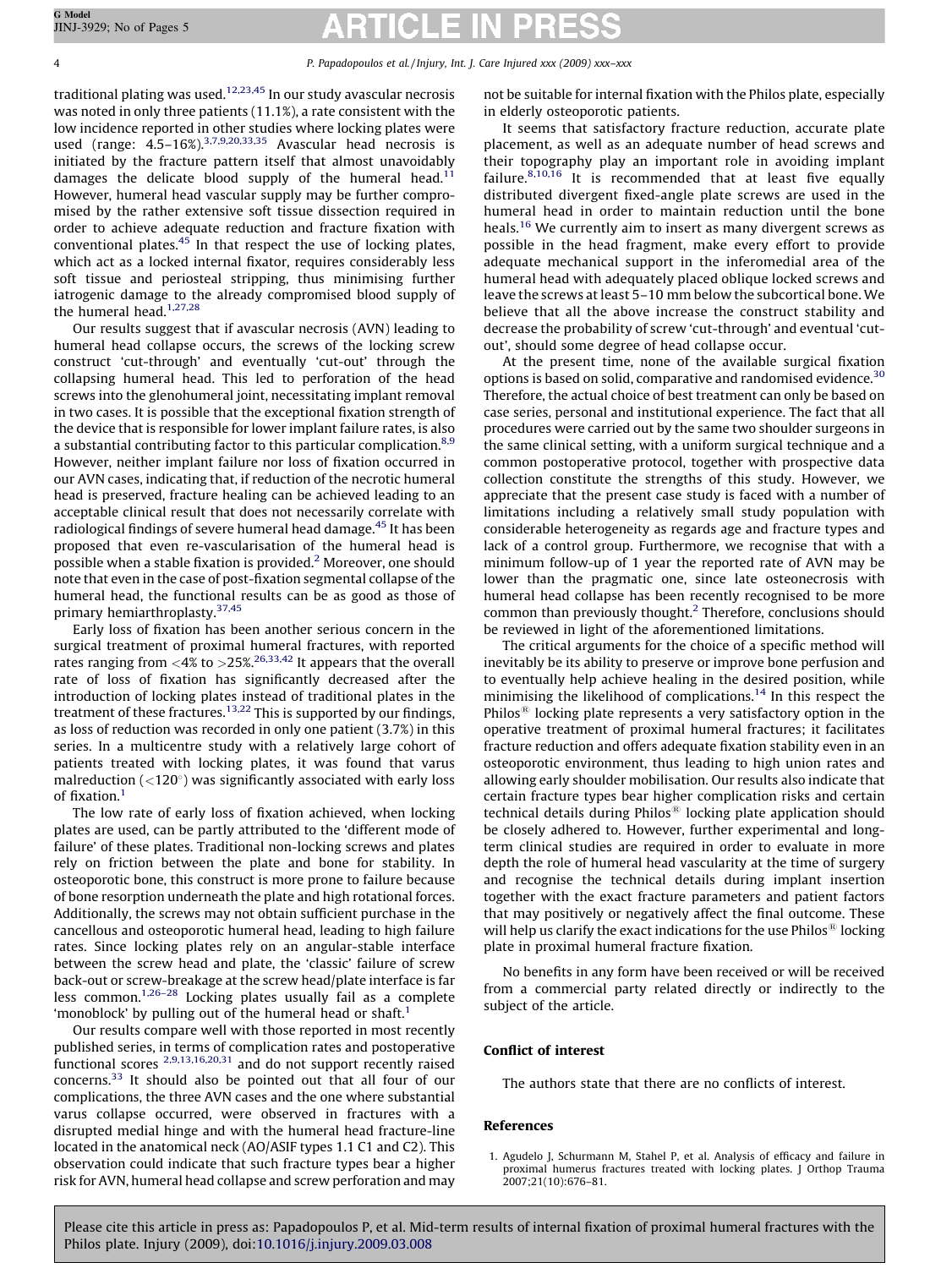traditional plating was used.[12,23,45] In our study avascular necrosis was noted in only three patients (11.1%), a rate consistent with the low incidence reported in other studies where locking plates were used (range: 4.5–16%).[3,7,9,20,33,35] Avascular head necrosis is initiated by the fracture pattern itself that almost unavoidably damages the delicate blood supply of the humeral head.[11] However, humeral head vascular supply may be further compromised by the rather extensive soft tissue dissection required in order to achieve adequate reduction and fracture fixation with conventional plates.[45] In that respect the use of locking plates, which act as a locked internal fixator, requires considerably less soft tissue and periosteal stripping, thus minimising further iatrogenic damage to the already compromised blood supply of the humeral head.[1,27,28]

Our results suggest that if avascular necrosis (AVN) leading to humeral head collapse occurs, the screws of the locking screw construct 'cut-through' and eventually 'cut-out' through the collapsing humeral head. This led to perforation of the head screws into the glenohumeral joint, necessitating implant removal in two cases. It is possible that the exceptional fixation strength of the device that is responsible for lower implant failure rates, is also a substantial contributing factor to this particular complication.[8,9] However, neither implant failure nor loss of fixation occurred in our AVN cases, indicating that, if reduction of the necrotic humeral head is preserved, fracture healing can be achieved leading to an acceptable clinical result that does not necessarily correlate with radiological findings of severe humeral head damage.[45] It has been proposed that even re-vascularisation of the humeral head is possible when a stable fixation is provided.[2] Moreover, one should note that even in the case of post-fixation segmental collapse of the humeral head, the functional results can be as good as those of primary hemiarthroplasty.[37,45]

Early loss of fixation has been another serious concern in the surgical treatment of proximal humeral fractures, with reported rates ranging from <4% to >25%.[26,33,42] It appears that the overall rate of loss of fixation has significantly decreased after the introduction of locking plates instead of traditional plates in the treatment of these fractures.[13,22] This is supported by our findings, as loss of reduction was recorded in only one patient (3.7%) in this series. In a multicentre study with a relatively large cohort of patients treated with locking plates, it was found that varus malreduction (<120°) was significantly associated with early loss of fixation.[1]

The low rate of early loss of fixation achieved, when locking plates are used, can be partly attributed to the 'different mode of failure' of these plates. Traditional non-locking screws and plates rely on friction between the plate and bone for stability. In osteoporotic bone, this construct is more prone to failure because of bone resorption underneath the plate and high rotational forces. Additionally, the screws may not obtain sufficient purchase in the cancellous and osteoporotic humeral head, leading to high failure rates. Since locking plates rely on an angular-stable interface between the screw head and plate, the 'classic' failure of screw back-out or screw-breakage at the screw head/plate interface is far less common.[1,26–28] Locking plates usually fail as a complete 'monoblock' by pulling out of the humeral head or shaft.[1]

Our results compare well with those reported in most recently published series, in terms of complication rates and postoperative functional scores [2,9,13,16,20,31] and do not support recently raised concerns.[33] It should also be pointed out that all four of our complications, the three AVN cases and the one where substantial varus collapse occurred, were observed in fractures with a disrupted medial hinge and with the humeral head fracture-line located in the anatomical neck (AO/ASIF types 1.1 C1 and C2). This observation could indicate that such fracture types bear a higher risk for AVN, humeral head collapse and screw perforation and may not be suitable for internal fixation with the Philos plate, especially in elderly osteoporotic patients.

It seems that satisfactory fracture reduction, accurate plate placement, as well as an adequate number of head screws and their topography play an important role in avoiding implant failure.[8,10,16] It is recommended that at least five equally distributed divergent fixed-angle plate screws are used in the humeral head in order to maintain reduction until the bone heals.[16] We currently aim to insert as many divergent screws as possible in the head fragment, make every effort to provide adequate mechanical support in the inferomedial area of the humeral head with adequately placed oblique locked screws and leave the screws at least 5–10 mm below the subcortical bone. We believe that all the above increase the construct stability and decrease the probability of screw 'cut-through' and eventual 'cut-out', should some degree of head collapse occur.

At the present time, none of the available surgical fixation options is based on solid, comparative and randomised evidence.[30] Therefore, the actual choice of best treatment can only be based on case series, personal and institutional experience. The fact that all procedures were carried out by the same two shoulder surgeons in the same clinical setting, with a uniform surgical technique and a common postoperative protocol, together with prospective data collection constitute the strengths of this study. However, we appreciate that the present case study is faced with a number of limitations including a relatively small study population with considerable heterogeneity as regards age and fracture types and lack of a control group. Furthermore, we recognise that with a minimum follow-up of 1 year the reported rate of AVN may be lower than the pragmatic one, since late osteonecrosis with humeral head collapse has been recently recognised to be more common than previously thought.[2] Therefore, conclusions should be reviewed in light of the aforementioned limitations.

The critical arguments for the choice of a specific method will inevitably be its ability to preserve or improve bone perfusion and to eventually help achieve healing in the desired position, while minimising the likelihood of complications.[14] In this respect the Philos® locking plate represents a very satisfactory option in the operative treatment of proximal humeral fractures; it facilitates fracture reduction and offers adequate fixation stability even in an osteoporotic environment, thus leading to high union rates and allowing early shoulder mobilisation. Our results also indicate that certain fracture types bear higher complication risks and certain technical details during Philos® locking plate application should be closely adhered to. However, further experimental and long-term clinical studies are required in order to evaluate in more depth the role of humeral head vascularity at the time of surgery and recognise the technical details during implant insertion together with the exact fracture parameters and patient factors that may positively or negatively affect the final outcome. These will help us clarify the exact indications for the use Philos® locking plate in proximal humeral fracture fixation.

No benefits in any form have been received or will be received from a commercial party related directly or indirectly to the subject of the article.

## Conflict of interest

The authors state that there are no conflicts of interest.

## References

1. Agudelo J, Schurmann M, Stahel P, et al. Analysis of efficacy and failure in proximal humerus fractures treated with locking plates. J Orthop Trauma 2007;21(10):676–81.

Please cite this article in press as: Papadopoulos P, et al. Mid-term results of internal fixation of proximal humeral fractures with the Philos plate. Injury (2009), doi:10.1016/j.injury.2009.03.008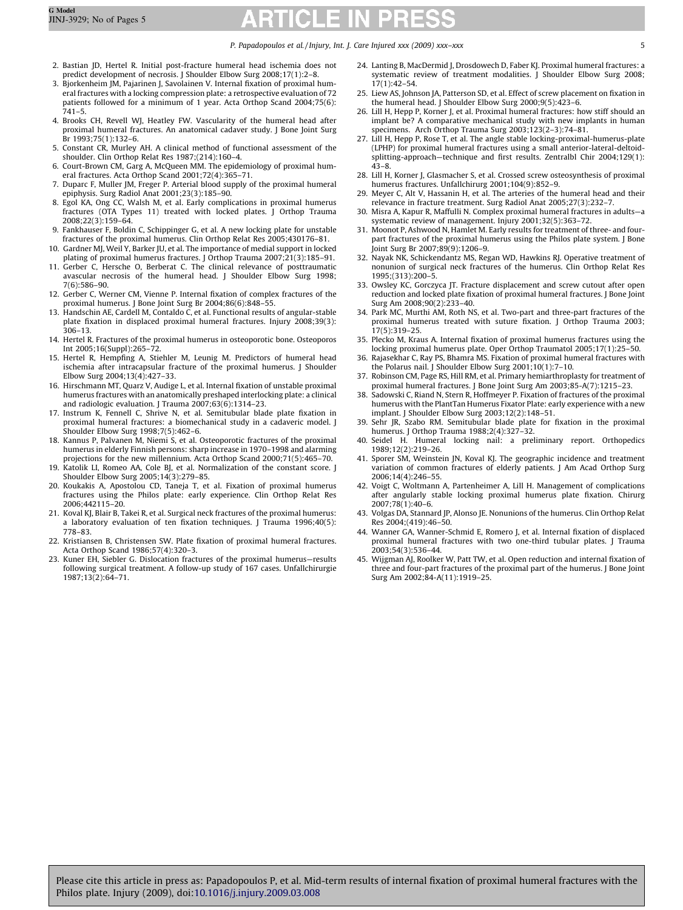2. Bastian JD, Hertel R. Initial post-fracture humeral head ischemia does not predict development of necrosis. J Shoulder Elbow Surg 2008;17(1):2–8.
3. Bjorkenheim JM, Pajarinen J, Savolainen V. Internal fixation of proximal humeral fractures with a locking compression plate: a retrospective evaluation of 72 patients followed for a minimum of 1 year. Acta Orthop Scand 2004;75(6): 741–5.
4. Brooks CH, Revell WJ, Heatley FW. Vascularity of the humeral head after proximal humeral fractures. An anatomical cadaver study. J Bone Joint Surg Br 1993;75(1):132–6.
5. Constant CR, Murley AH. A clinical method of functional assessment of the shoulder. Clin Orthop Relat Res 1987;(214):160–4.
6. Court-Brown CM, Garg A, McQueen MM. The epidemiology of proximal humeral fractures. Acta Orthop Scand 2001;72(4):365–71.
7. Duparc F, Muller JM, Freger P. Arterial blood supply of the proximal humeral epiphysis. Surg Radiol Anat 2001;23(3):185–90.
8. Egol KA, Ong CC, Walsh M, et al. Early complications in proximal humerus fractures (OTA Types 11) treated with locked plates. J Orthop Trauma 2008;22(3):159–64.
9. Fankhauser F, Boldin C, Schippinger G, et al. A new locking plate for unstable fractures of the proximal humerus. Clin Orthop Relat Res 2005;430176–81.
10. Gardner MJ, Weil Y, Barker JU, et al. The importance of medial support in locked plating of proximal humerus fractures. J Orthop Trauma 2007;21(3):185–91.
11. Gerber C, Hersche O, Berberat C. The clinical relevance of posttraumatic avascular necrosis of the humeral head. J Shoulder Elbow Surg 1998; 7(6):586–90.
12. Gerber C, Werner CM, Vienne P. Internal fixation of complex fractures of the proximal humerus. J Bone Joint Surg Br 2004;86(6):848–55.
13. Handschin AE, Cardell M, Contaldo C, et al. Functional results of angular-stable plate fixation in displaced proximal humeral fractures. Injury 2008;39(3): 306–13.
14. Hertel R. Fractures of the proximal humerus in osteoporotic bone. Osteoporos Int 2005;16(Suppl):265–72.
15. Hertel R, Hempfing A, Stiehler M, Leunig M. Predictors of humeral head ischemia after intracapsular fracture of the proximal humerus. J Shoulder Elbow Surg 2004;13(4):427–33.
16. Hirschmann MT, Quarz V, Audige L, et al. Internal fixation of unstable proximal humerus fractures with an anatomically preshaped interlocking plate: a clinical and radiologic evaluation. J Trauma 2007;63(6):1314–23.
17. Instrum K, Fennell C, Shrive N, et al. Semitubular blade plate fixation in proximal humeral fractures: a biomechanical study in a cadaveric model. J Shoulder Elbow Surg 1998;7(5):462–6.
18. Kannus P, Palvanen M, Niemi S, et al. Osteoporotic fractures of the proximal humerus in elderly Finnish persons: sharp increase in 1970–1998 and alarming projections for the new millennium. Acta Orthop Scand 2000;71(5):465–70.
19. Katolik LI, Romeo AA, Cole BJ, et al. Normalization of the constant score. J Shoulder Elbow Surg 2005;14(3):279–85.
20. Koukakis A, Apostolou CD, Taneja T, et al. Fixation of proximal humerus fractures using the Philos plate: early experience. Clin Orthop Relat Res 2006;442115–20.
21. Koval KJ, Blair B, Takei R, et al. Surgical neck fractures of the proximal humerus: a laboratory evaluation of ten fixation techniques. J Trauma 1996;40(5): 778–83.
22. Kristiansen B, Christensen SW. Plate fixation of proximal humeral fractures. Acta Orthop Scand 1986;57(4):320–3.
23. Kuner EH, Siebler G. Dislocation fractures of the proximal humerus—results following surgical treatment. A follow-up study of 167 cases. Unfallchirurgie 1987;13(2):64–71.
24. Lanting B, MacDermid J, Drosdowech D, Faber KJ. Proximal humeral fractures: a systematic review of treatment modalities. J Shoulder Elbow Surg 2008; 17(1):42–54.
25. Liew AS, Johnson JA, Patterson SD, et al. Effect of screw placement on fixation in the humeral head. J Shoulder Elbow Surg 2000;9(5):423–6.
26. Lill H, Hepp P, Korner J, et al. Proximal humeral fractures: how stiff should an implant be? A comparative mechanical study with new implants in human specimens. Arch Orthop Trauma Surg 2003;123(2–3):74–81.
27. Lill H, Hepp P, Rose T, et al. The angle stable locking-proximal-humerus-plate (LPHP) for proximal humeral fractures using a small anterior-lateral-deltoid-splitting-approach—technique and first results. Zentralbl Chir 2004;129(1): 43–8.
28. Lill H, Korner J, Glasmacher S, et al. Crossed screw osteosynthesis of proximal humerus fractures. Unfallchirurg 2001;104(9):852–9.
29. Meyer C, Alt V, Hassanin H, et al. The arteries of the humeral head and their relevance in fracture treatment. Surg Radiol Anat 2005;27(3):232–7.
30. Misra A, Kapur R, Maffulli N. Complex proximal humeral fractures in adults—a systematic review of management. Injury 2001;32(5):363–72.
31. Moonot P, Ashwood N, Hamlet M. Early results for treatment of three- and four-part fractures of the proximal humerus using the Philos plate system. J Bone Joint Surg Br 2007;89(9):1206–9.
32. Nayak NK, Schickendantz MS, Regan WD, Hawkins RJ. Operative treatment of nonunion of surgical neck fractures of the humerus. Clin Orthop Relat Res 1995;(313):200–5.
33. Owsley KC, Gorczyca JT. Fracture displacement and screw cutout after open reduction and locked plate fixation of proximal humeral fractures. J Bone Joint Surg Am 2008;90(2):233–40.
34. Park MC, Murthi AM, Roth NS, et al. Two-part and three-part fractures of the proximal humerus treated with suture fixation. J Orthop Trauma 2003; 17(5):319–25.
35. Plecko M, Kraus A. Internal fixation of proximal humerus fractures using the locking proximal humerus plate. Oper Orthop Traumatol 2005;17(1):25–50.
36. Rajasekhar C, Ray PS, Bhamra MS. Fixation of proximal humeral fractures with the Polarus nail. J Shoulder Elbow Surg 2001;10(1):7–10.
37. Robinson CM, Page RS, Hill RM, et al. Primary hemiarthroplasty for treatment of proximal humeral fractures. J Bone Joint Surg Am 2003;85-A(7):1215–23.
38. Sadowski C, Riand N, Stern R, Hoffmeyer P. Fixation of fractures of the proximal humerus with the PlantTan Humerus Fixator Plate: early experience with a new implant. J Shoulder Elbow Surg 2003;12(2):148–51.
39. Sehr JR, Szabo RM. Semitubular blade plate for fixation in the proximal humerus. J Orthop Trauma 1988;2(4):327–32.
40. Seidel H. Humeral locking nail: a preliminary report. Orthopedics 1989;12(2):219–26.
41. Sporer SM, Weinstein JN, Koval KJ. The geographic incidence and treatment variation of common fractures of elderly patients. J Am Acad Orthop Surg 2006;14(4):246–55.
42. Voigt C, Woltmann A, Partenheimer A, Lill H. Management of complications after angularly stable locking proximal humerus plate fixation. Chirurg 2007;78(1):40–6.
43. Volgas DA, Stannard JP, Alonso JE. Nonunions of the humerus. Clin Orthop Relat Res 2004;(419):46–50.
44. Wanner GA, Wanner-Schmid E, Romero J, et al. Internal fixation of displaced proximal humeral fractures with two one-third tubular plates. J Trauma 2003;54(3):536–44.
45. Wijgman AJ, Roolker W, Patt TW, et al. Open reduction and internal fixation of three and four-part fractures of the proximal part of the humerus. J Bone Joint Surg Am 2002;84-A(11):1919–25.